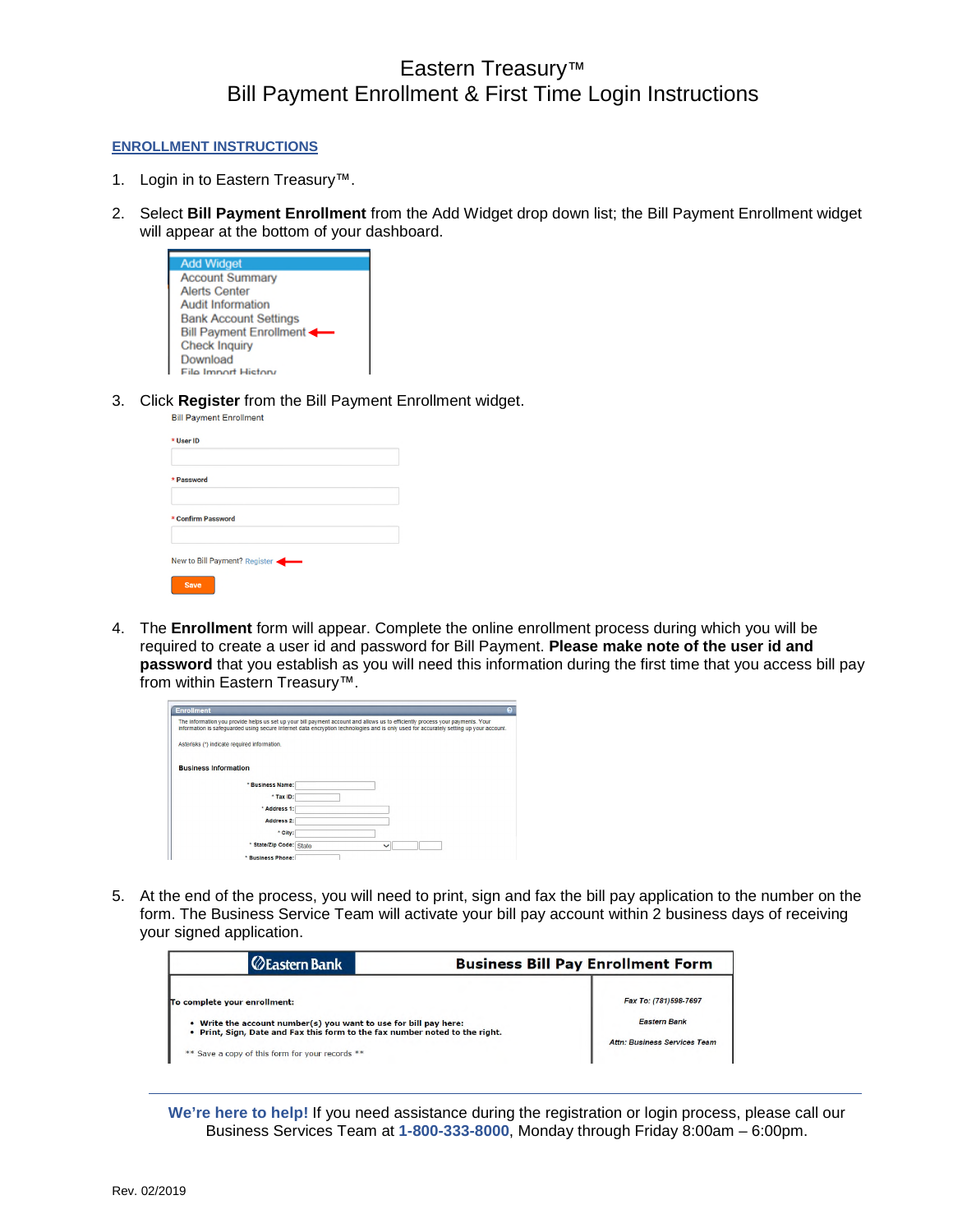# Eastern Treasury™
# Bill Payment Enrollment & First Time Login Instructions

## ENROLLMENT INSTRUCTIONS

1. Login in to Eastern Treasury™.

2. Select **Bill Payment Enrollment** from the Add Widget drop down list; the Bill Payment Enrollment widget will appear at the bottom of your dashboard.

   Add Widget
   Account Summary
   Alerts Center
   Audit Information
   Bank Account Settings
   Bill Payment Enrollment
   Check Inquiry
   Download
   File Import History

3. Click **Register** from the Bill Payment Enrollment widget.

   Bill Payment Enrollment

   * User ID

   * Password

   * Confirm Password

   New to Bill Payment? Register

   Save

4. The **Enrollment** form will appear. Complete the online enrollment process during which you will be required to create a user id and password for Bill Payment. **Please make note of the user id and password** that you establish as you will need this information during the first time that you access bill pay from within Eastern Treasury™.

   Enrollment

   The information you provide helps us set up your bill payment account and allows us to efficiently process your payments. Your information is safeguarded using secure internet data encryption technologies and is only used for accurately setting up your account.

   Asterisks (*) indicate required information.

   Business Information

   * Business Name:
   * Tax ID:
   * Address 1:
   Address 2:
   * City:
   * State/Zip Code: State
   * Business Phone:

5. At the end of the process, you will need to print, sign and fax the bill pay application to the number on the form. The Business Service Team will activate your bill pay account within 2 business days of receiving your signed application.

   Eastern Bank — **Business Bill Pay Enrollment Form**

   | To complete your enrollment: | Fax To: (781)598-7697 |
   |---|---|
   | • Write the account number(s) you want to use for bill pay here: <br> • Print, Sign, Date and Fax this form to the fax number noted to the right. | Eastern Bank |
   | ** Save a copy of this form for your records ** | Attn: Business Services Team |

---

**We're here to help!** If you need assistance during the registration or login process, please call our Business Services Team at **1-800-333-8000**, Monday through Friday 8:00am – 6:00pm.

Rev. 02/2019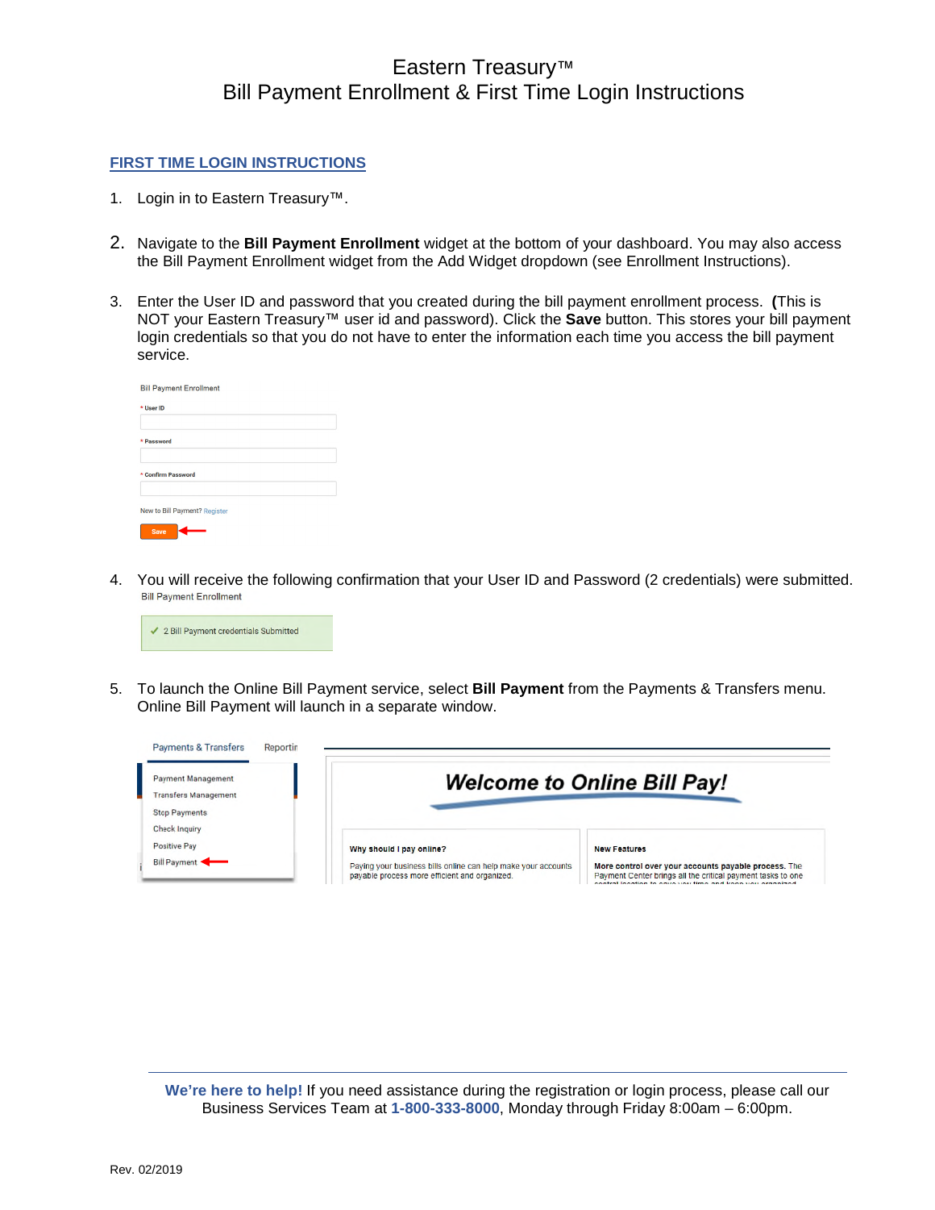# Eastern Treasury™
# Bill Payment Enrollment & First Time Login Instructions

## FIRST TIME LOGIN INSTRUCTIONS

1. Login in to Eastern Treasury™.

2. Navigate to the **Bill Payment Enrollment** widget at the bottom of your dashboard. You may also access the Bill Payment Enrollment widget from the Add Widget dropdown (see Enrollment Instructions).

3. Enter the User ID and password that you created during the bill payment enrollment process. **(**This is NOT your Eastern Treasury™ user id and password). Click the **Save** button. This stores your bill payment login credentials so that you do not have to enter the information each time you access the bill payment service.

4. You will receive the following confirmation that your User ID and Password (2 credentials) were submitted.

5. To launch the Online Bill Payment service, select **Bill Payment** from the Payments & Transfers menu. Online Bill Payment will launch in a separate window.

**We're here to help!** If you need assistance during the registration or login process, please call our Business Services Team at **1-800-333-8000**, Monday through Friday 8:00am – 6:00pm.

Rev. 02/2019